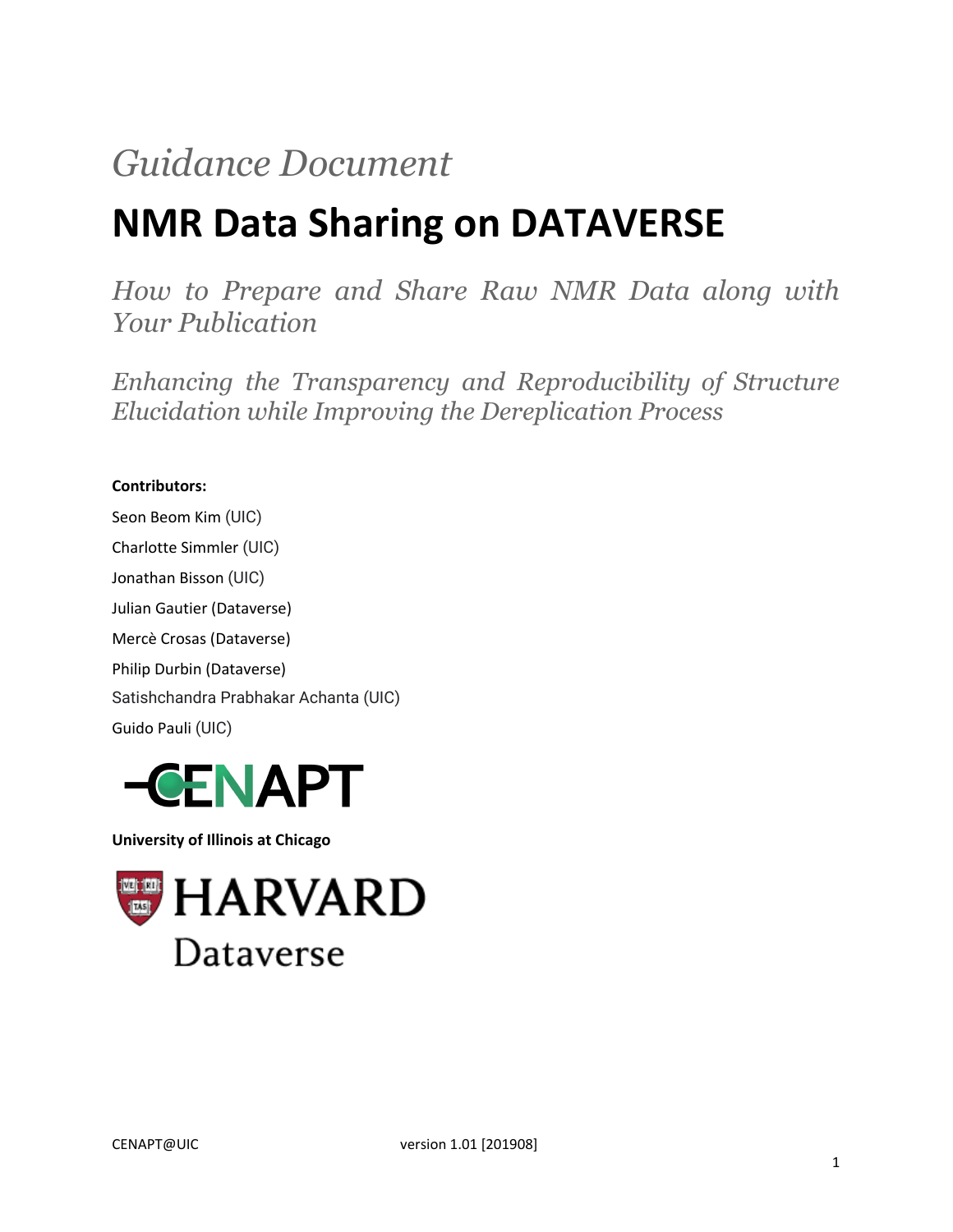*Guidance Document*

# NMR Data Sharing on DATAVERSE

*How to Prepare and Share Raw NMR Data along with Your Publication*

*Enhancing the Transparency and Reproducibility of Structure Elucidation while Improving the Dereplication Process*

**Contributors:**

Seon Beom Kim (UIC)

Charlotte Simmler (UIC)

Jonathan Bisson (UIC)

Julian Gautier (Dataverse)

Mercè Crosas (Dataverse)

Philip Durbin (Dataverse)

Satishchandra Prabhakar Achanta (UIC)

Guido Pauli (UIC)

CENAPT

**University of Illinois at Chicago**

HARVARD Dataverse

CENAPT@UIC version 1.01 [201908]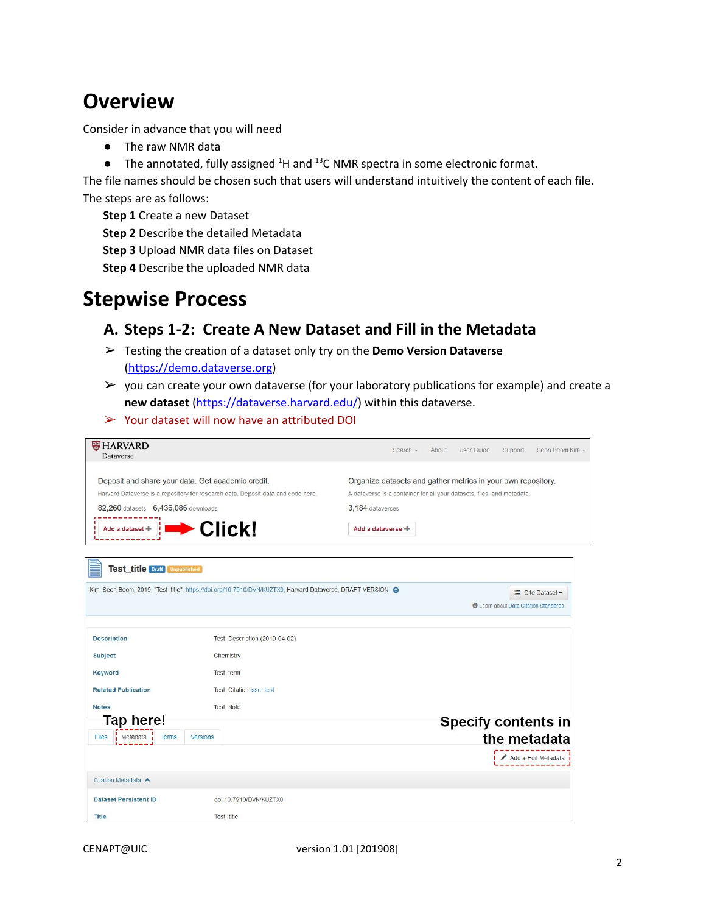# Overview

Consider in advance that you will need

- The raw NMR data
- The annotated, fully assigned $^{1}$H and $^{13}$C NMR spectra in some electronic format.

The file names should be chosen such that users will understand intuitively the content of each file.

The steps are as follows:

**Step 1** Create a new Dataset
**Step 2** Describe the detailed Metadata
**Step 3** Upload NMR data files on Dataset
**Step 4** Describe the uploaded NMR data

# Stepwise Process

## A. Steps 1-2: Create A New Dataset and Fill in the Metadata

- ➢ Testing the creation of a dataset only try on the **Demo Version Dataverse** (https://demo.dataverse.org)
- ➢ you can create your own dataverse (for your laboratory publications for example) and create a **new dataset** (https://dataverse.harvard.edu/) within this dataverse.
- ➢ Your dataset will now have an attributed DOI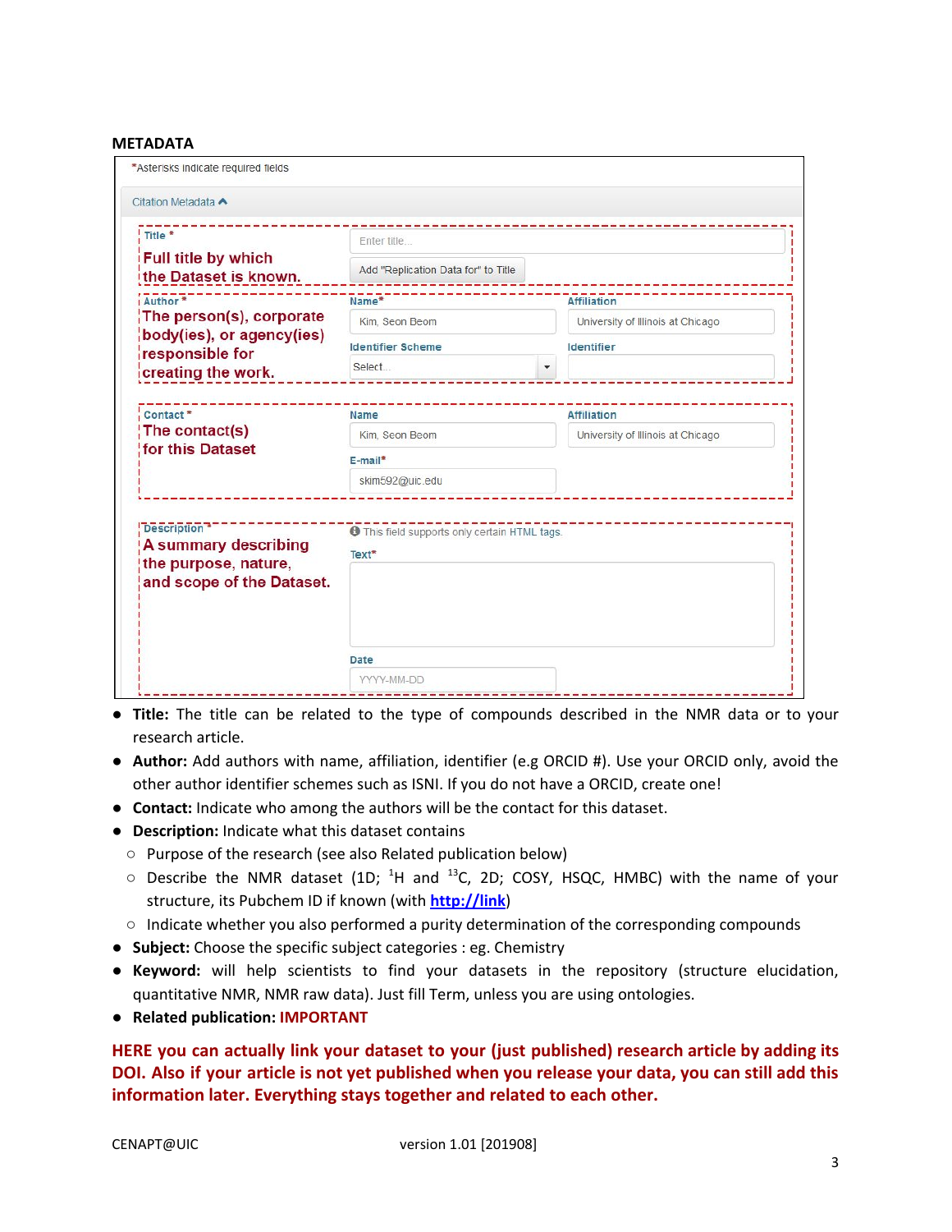**METADATA**

*Asterisks indicate required fields

Citation Metadata

| Field | Form |
| --- | --- |
| Title * — Full title by which the Dataset is known. | Enter title... / Add "Replication Data for" to Title |
| Author * — The person(s), corporate body(ies), or agency(ies) responsible for creating the work. | Name*: Kim, Seon Beom; Affiliation: University of Illinois at Chicago; Identifier Scheme: Select...; Identifier |
| Contact * — The contact(s) for this Dataset | Name: Kim, Seon Beom; Affiliation: University of Illinois at Chicago; E-mail*: skim592@uic.edu |
| Description * — A summary describing the purpose, nature, and scope of the Dataset. | This field supports only certain HTML tags. Text*; Date: YYYY-MM-DD |

- **Title:** The title can be related to the type of compounds described in the NMR data or to your research article.
- **Author:** Add authors with name, affiliation, identifier (e.g ORCID #). Use your ORCID only, avoid the other author identifier schemes such as ISNI. If you do not have a ORCID, create one!
- **Contact:** Indicate who among the authors will be the contact for this dataset.
- **Description:** Indicate what this dataset contains
  - Purpose of the research (see also Related publication below)
  - Describe the NMR dataset (1D; $^{1}$H and $^{13}$C, 2D; COSY, HSQC, HMBC) with the name of your structure, its Pubchem ID if known (with http://link)
  - Indicate whether you also performed a purity determination of the corresponding compounds
- **Subject:** Choose the specific subject categories : eg. Chemistry
- **Keyword:** will help scientists to find your datasets in the repository (structure elucidation, quantitative NMR, NMR raw data). Just fill Term, unless you are using ontologies.
- **Related publication:** IMPORTANT

**HERE you can actually link your dataset to your (just published) research article by adding its DOI. Also if your article is not yet published when you release your data, you can still add this information later. Everything stays together and related to each other.**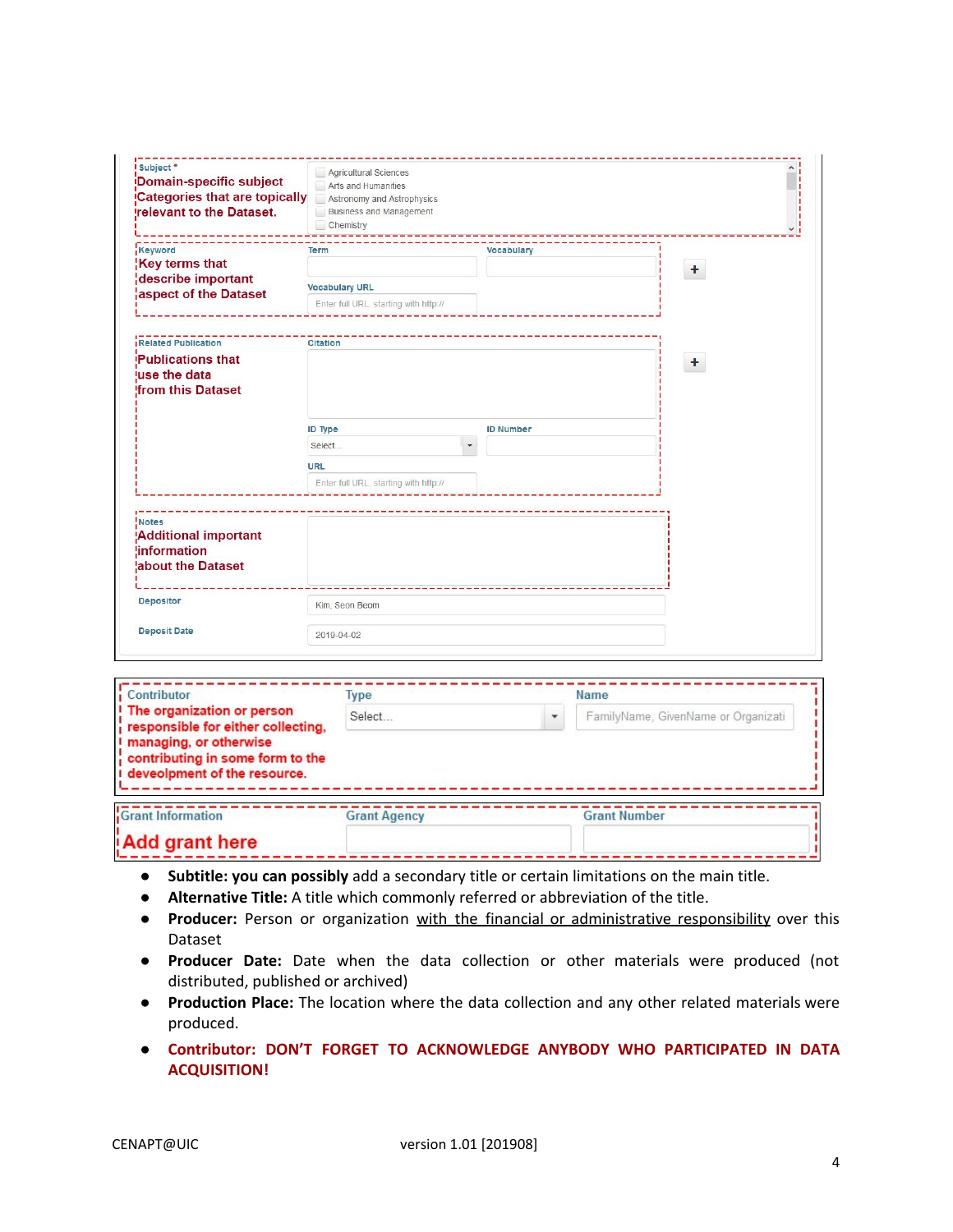| Field | Description | Form content |
| --- | --- | --- |
| Subject * | Domain-specific subject Categories that are topically relevant to the Dataset. | Agricultural Sciences; Arts and Humanities; Astronomy and Astrophysics; Business and Management; Chemistry |
| Keyword | Key terms that describe important aspect of the Dataset | Term; Vocabulary; Vocabulary URL (Enter full URL, starting with http://) |
| Related Publication | Publications that use the data from this Dataset | Citation; ID Type (Select...); ID Number; URL (Enter full URL, starting with http://) |
| Notes | Additional important information about the Dataset | |
| Depositor | | Kim, Seon Beom |
| Deposit Date | | 2019-04-02 |

| Contributor | Type | Name |
| --- | --- | --- |
| The organization or person responsible for either collecting, managing, or otherwise contributing in some form to the deveolpment of the resource. | Select... | FamilyName, GivenName or Organizati |

| Grant Information | Grant Agency | Grant Number |
| --- | --- | --- |
| Add grant here | | |

- **Subtitle: you can possibly** add a secondary title or certain limitations on the main title.
- **Alternative Title:** A title which commonly referred or abbreviation of the title.
- **Producer:** Person or organization with the financial or administrative responsibility over this Dataset
- **Producer Date:** Date when the data collection or other materials were produced (not distributed, published or archived)
- **Production Place:** The location where the data collection and any other related materials were produced.
- **Contributor: DON'T FORGET TO ACKNOWLEDGE ANYBODY WHO PARTICIPATED IN DATA ACQUISITION!**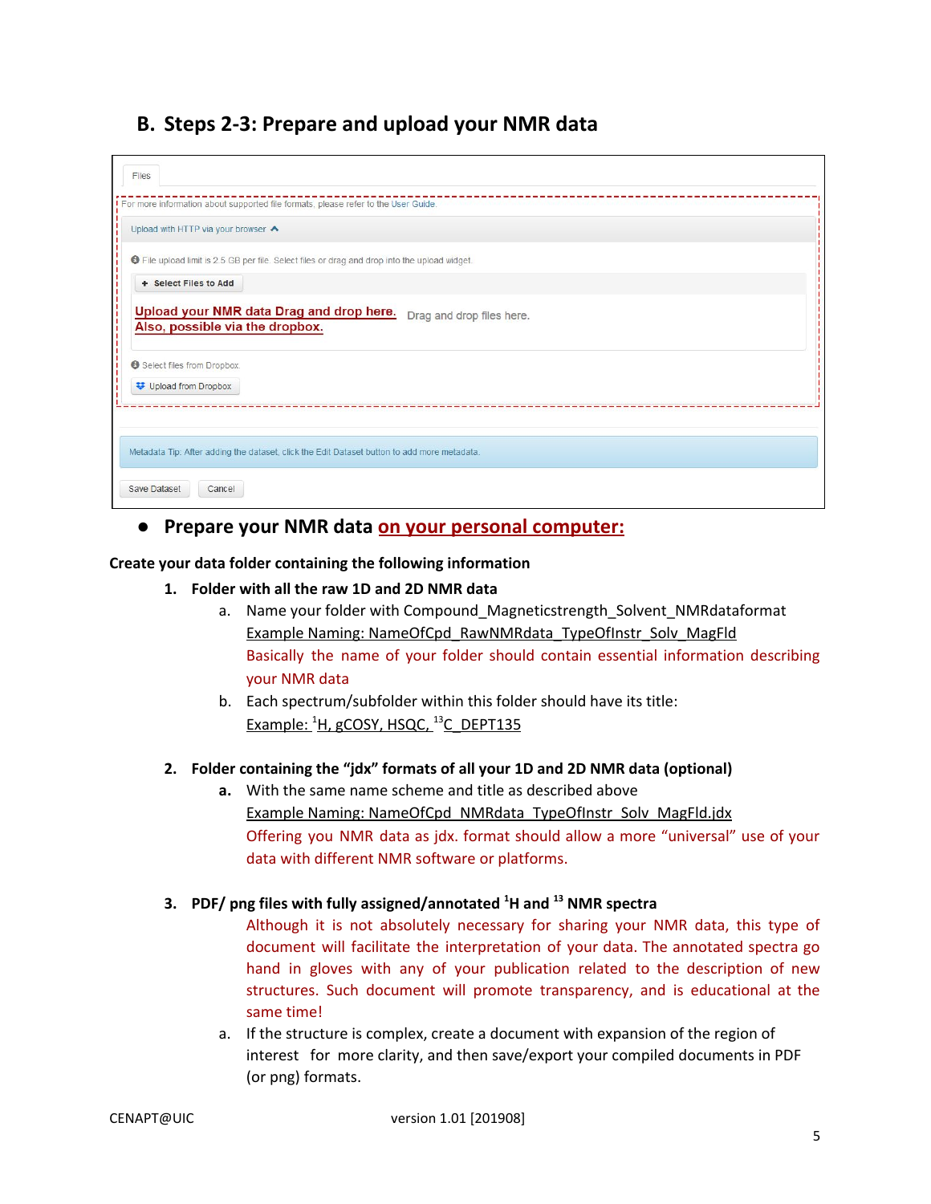## B. Steps 2-3: Prepare and upload your NMR data

Files

For more information about supported file formats, please refer to the User Guide.

Upload with HTTP via your browser

File upload limit is 2.5 GB per file. Select files or drag and drop into the upload widget.

+ Select Files to Add

Upload your NMR data Drag and drop here. Also, possible via the dropbox. Drag and drop files here.

Select files from Dropbox.

Upload from Dropbox

Metadata Tip: After adding the dataset, click the Edit Dataset button to add more metadata.

Save Dataset Cancel

- **Prepare your NMR data on your personal computer:**

**Create your data folder containing the following information**

1. **Folder with all the raw 1D and 2D NMR data**
   a. Name your folder with Compound_Magneticstrength_Solvent_NMRdataformat
      Example Naming: NameOfCpd_RawNMRdata_TypeOfInstr_Solv_MagFld
      Basically the name of your folder should contain essential information describing your NMR data
   b. Each spectrum/subfolder within this folder should have its title:
      Example: $^{1}$H, gCOSY, HSQC, $^{13}$C_DEPT135

2. **Folder containing the "jdx" formats of all your 1D and 2D NMR data (optional)**
   **a.** With the same name scheme and title as described above
      Example Naming: NameOfCpd_NMRdata_TypeOfInstr_Solv_MagFld.jdx
      Offering you NMR data as jdx. format should allow a more "universal" use of your data with different NMR software or platforms.

3. **PDF/ png files with fully assigned/annotated $^{1}$H and $^{13}$ NMR spectra**
   Although it is not absolutely necessary for sharing your NMR data, this type of document will facilitate the interpretation of your data. The annotated spectra go hand in gloves with any of your publication related to the description of new structures. Such document will promote transparency, and is educational at the same time!
   a. If the structure is complex, create a document with expansion of the region of interest for more clarity, and then save/export your compiled documents in PDF (or png) formats.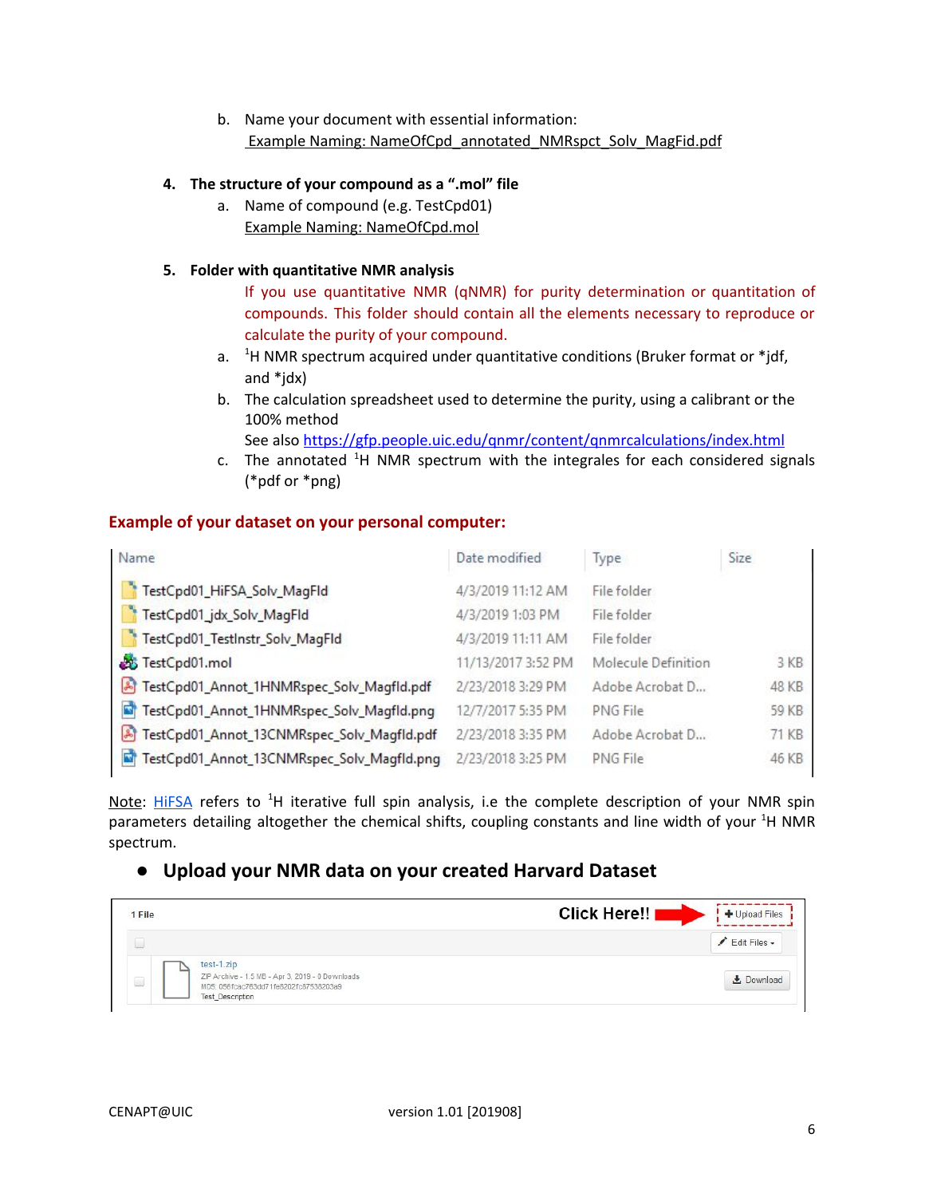b. Name your document with essential information:
   Example Naming: NameOfCpd_annotated_NMRspct_Solv_MagFid.pdf

4. **The structure of your compound as a ".mol" file**
   a. Name of compound (e.g. TestCpd01)
      Example Naming: NameOfCpd.mol

5. **Folder with quantitative NMR analysis**

   If you use quantitative NMR (qNMR) for purity determination or quantitation of compounds. This folder should contain all the elements necessary to reproduce or calculate the purity of your compound.

   a. $^{1}$H NMR spectrum acquired under quantitative conditions (Bruker format or *jdf, and *jdx)
   b. The calculation spreadsheet used to determine the purity, using a calibrant or the 100% method
      See also https://gfp.people.uic.edu/qnmr/content/qnmrcalculations/index.html
   c. The annotated $^{1}$H NMR spectrum with the integrales for each considered signals (*pdf or *png)

### Example of your dataset on your personal computer:

| Name | Date modified | Type | Size |
|---|---|---|---|
| TestCpd01_HiFSA_Solv_MagFld | 4/3/2019 11:12 AM | File folder | |
| TestCpd01_jdx_Solv_MagFld | 4/3/2019 1:03 PM | File folder | |
| TestCpd01_TestInstr_Solv_MagFld | 4/3/2019 11:11 AM | File folder | |
| TestCpd01.mol | 11/13/2017 3:52 PM | Molecule Definition | 3 KB |
| TestCpd01_Annot_1HNMRspec_Solv_Magfld.pdf | 2/23/2018 3:29 PM | Adobe Acrobat D... | 48 KB |
| TestCpd01_Annot_1HNMRspec_Solv_Magfld.png | 12/7/2017 5:35 PM | PNG File | 59 KB |
| TestCpd01_Annot_13CNMRspec_Solv_Magfld.pdf | 2/23/2018 3:35 PM | Adobe Acrobat D... | 71 KB |
| TestCpd01_Annot_13CNMRspec_Solv_Magfld.png | 2/23/2018 3:25 PM | PNG File | 46 KB |

Note: HiFSA refers to $^{1}$H iterative full spin analysis, i.e the complete description of your NMR spin parameters detailing altogether the chemical shifts, coupling constants and line width of your $^{1}$H NMR spectrum.

- **Upload your NMR data on your created Harvard Dataset**

1 File | Click Here!! → + Upload Files

Edit Files ▾

test-1.zip
ZIP Archive - 1.5 MB - Apr 3, 2019 - 0 Downloads
MD5: 056fcac763dd71fe8202fc87538203a9
Test_Description

Download

CENAPT@UIC version 1.01 [201908]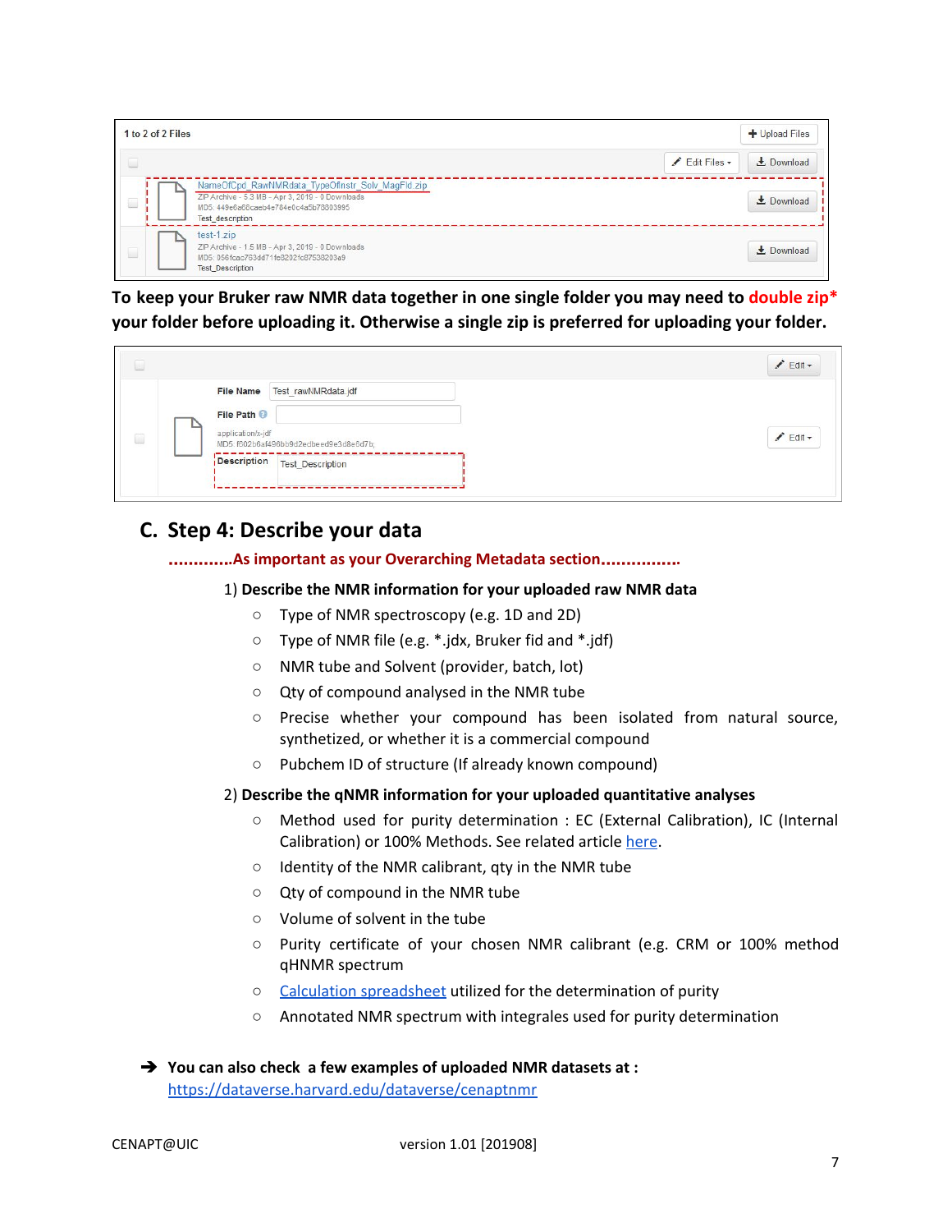| | 1 to 2 of 2 Files | + Upload Files |
|---|---|---|
| | | Edit Files ▾ / Download |
| | NameOfCpd_RawNMRdata_TypeOfInstr_Solv_MagFld.zip<br>ZIP Archive - 5.3 MB - Apr 3, 2019 - 0 Downloads<br>MD5: 449e6a60caeb4e784e0c4a5b78803995<br>Test_description | Download |
| | test-1.zip<br>ZIP Archive - 1.5 MB - Apr 3, 2019 - 0 Downloads<br>MD5: 056fcac763dd71fc8202fc87538203a9<br>Test_Description | Download |

**To keep your Bruker raw NMR data together in one single folder you may need to double zip* your folder before uploading it. Otherwise a single zip is preferred for uploading your folder.**

| | | Edit ▾ |
|---|---|---|
| | File Name: Test_rawNMRdata.jdf<br>File Path:<br>application/x-jdf<br>MD5: f602b6af496bb9d2ecbeed9e3d8e6d7b;<br>Description: Test_Description | Edit ▾ |

## C. Step 4: Describe your data

**............As important as your Overarching Metadata section................**

1) **Describe the NMR information for your uploaded raw NMR data**
   - Type of NMR spectroscopy (e.g. 1D and 2D)
   - Type of NMR file (e.g. *.jdx, Bruker fid and *.jdf)
   - NMR tube and Solvent (provider, batch, lot)
   - Qty of compound analysed in the NMR tube
   - Precise whether your compound has been isolated from natural source, synthetized, or whether it is a commercial compound
   - Pubchem ID of structure (If already known compound)

2) **Describe the qNMR information for your uploaded quantitative analyses**
   - Method used for purity determination : EC (External Calibration), IC (Internal Calibration) or 100% Methods. See related article here.
   - Identity of the NMR calibrant, qty in the NMR tube
   - Qty of compound in the NMR tube
   - Volume of solvent in the tube
   - Purity certificate of your chosen NMR calibrant (e.g. CRM or 100% method qHNMR spectrum
   - Calculation spreadsheet utilized for the determination of purity
   - Annotated NMR spectrum with integrales used for purity determination

➔ **You can also check a few examples of uploaded NMR datasets at :**
https://dataverse.harvard.edu/dataverse/cenaptnmr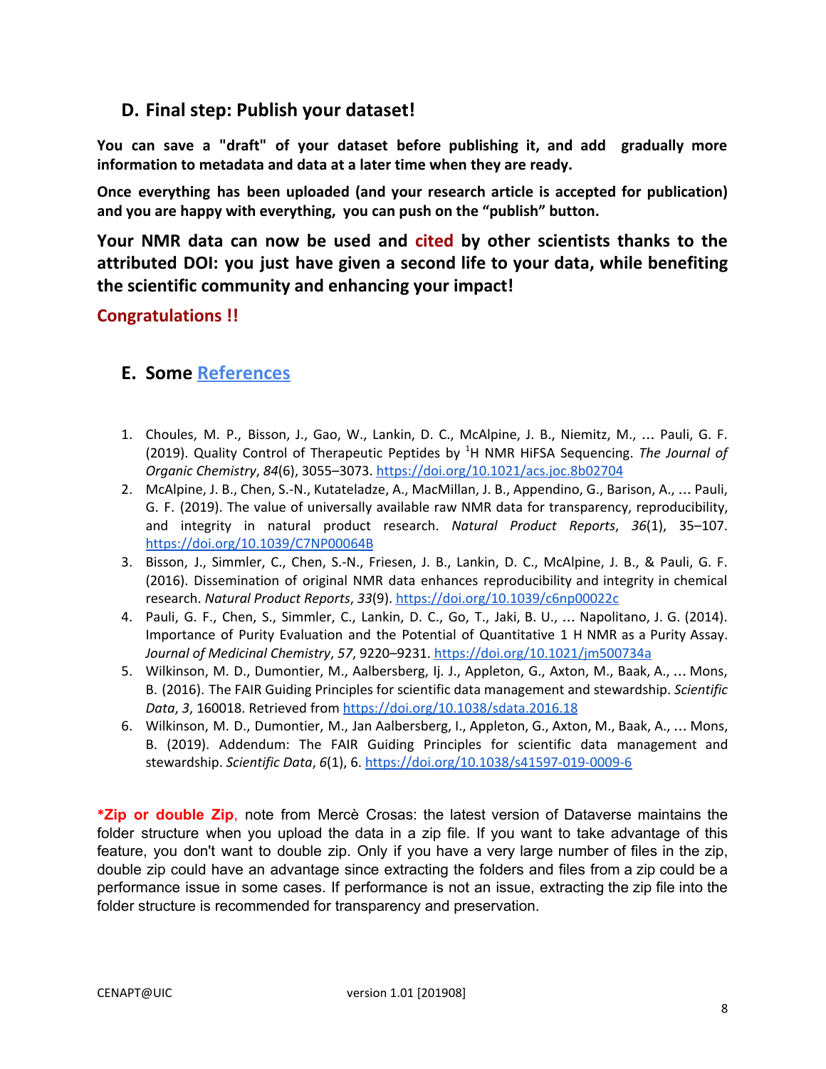## D. Final step: Publish your dataset!

**You can save a "draft" of your dataset before publishing it, and add gradually more information to metadata and data at a later time when they are ready.**

**Once everything has been uploaded (and your research article is accepted for publication) and you are happy with everything, you can push on the "publish" button.**

**Your NMR data can now be used and cited by other scientists thanks to the attributed DOI: you just have given a second life to your data, while benefiting the scientific community and enhancing your impact!**

**Congratulations !!**

## E. Some [References]

1. Choules, M. P., Bisson, J., Gao, W., Lankin, D. C., McAlpine, J. B., Niemitz, M., … Pauli, G. F. (2019). Quality Control of Therapeutic Peptides by $^{1}$H NMR HiFSA Sequencing. *The Journal of Organic Chemistry*, *84*(6), 3055–3073. https://doi.org/10.1021/acs.joc.8b02704
2. McAlpine, J. B., Chen, S.-N., Kutateladze, A., MacMillan, J. B., Appendino, G., Barison, A., … Pauli, G. F. (2019). The value of universally available raw NMR data for transparency, reproducibility, and integrity in natural product research. *Natural Product Reports*, *36*(1), 35–107. https://doi.org/10.1039/C7NP00064B
3. Bisson, J., Simmler, C., Chen, S.-N., Friesen, J. B., Lankin, D. C., McAlpine, J. B., & Pauli, G. F. (2016). Dissemination of original NMR data enhances reproducibility and integrity in chemical research. *Natural Product Reports*, *33*(9). https://doi.org/10.1039/c6np00022c
4. Pauli, G. F., Chen, S., Simmler, C., Lankin, D. C., Go, T., Jaki, B. U., … Napolitano, J. G. (2014). Importance of Purity Evaluation and the Potential of Quantitative 1 H NMR as a Purity Assay. *Journal of Medicinal Chemistry*, *57*, 9220–9231. https://doi.org/10.1021/jm500734a
5. Wilkinson, M. D., Dumontier, M., Aalbersberg, Ij. J., Appleton, G., Axton, M., Baak, A., … Mons, B. (2016). The FAIR Guiding Principles for scientific data management and stewardship. *Scientific Data*, *3*, 160018. Retrieved from https://doi.org/10.1038/sdata.2016.18
6. Wilkinson, M. D., Dumontier, M., Jan Aalbersberg, I., Appleton, G., Axton, M., Baak, A., … Mons, B. (2019). Addendum: The FAIR Guiding Principles for scientific data management and stewardship. *Scientific Data*, *6*(1), 6. https://doi.org/10.1038/s41597-019-0009-6

**\*Zip or double Zip**, note from Mercè Crosas: the latest version of Dataverse maintains the folder structure when you upload the data in a zip file. If you want to take advantage of this feature, you don't want to double zip. Only if you have a very large number of files in the zip, double zip could have an advantage since extracting the folders and files from a zip could be a performance issue in some cases. If performance is not an issue, extracting the zip file into the folder structure is recommended for transparency and preservation.

CENAPT@UIC version 1.01 [201908]